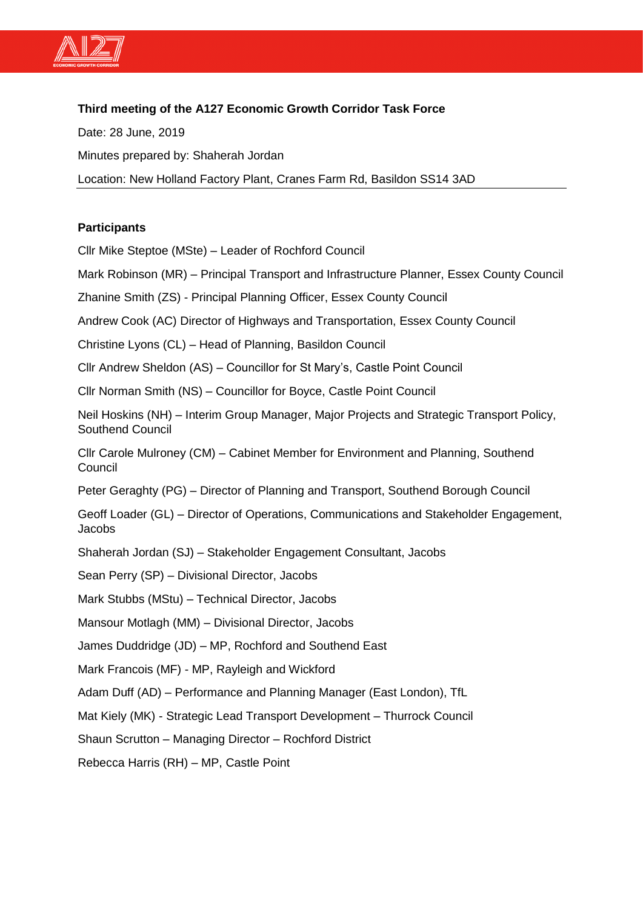**Third meeting of the A127 Economic Growth Corridor Task Force**

Date: 28 June, 2019

Minutes prepared by: Shaherah Jordan

Location: New Holland Factory Plant, Cranes Farm Rd, Basildon SS14 3AD

---

**Participants**

Cllr Mike Steptoe (MSte) – Leader of Rochford Council

Mark Robinson (MR) – Principal Transport and Infrastructure Planner, Essex County Council

Zhanine Smith (ZS) - Principal Planning Officer, Essex County Council

Andrew Cook (AC) Director of Highways and Transportation, Essex County Council

Christine Lyons (CL) – Head of Planning, Basildon Council

Cllr Andrew Sheldon (AS) – Councillor for St Mary's, Castle Point Council

Cllr Norman Smith (NS) – Councillor for Boyce, Castle Point Council

Neil Hoskins (NH) – Interim Group Manager, Major Projects and Strategic Transport Policy, Southend Council

Cllr Carole Mulroney (CM) – Cabinet Member for Environment and Planning, Southend Council

Peter Geraghty (PG) – Director of Planning and Transport, Southend Borough Council

Geoff Loader (GL) – Director of Operations, Communications and Stakeholder Engagement, Jacobs

Shaherah Jordan (SJ) – Stakeholder Engagement Consultant, Jacobs

Sean Perry (SP) – Divisional Director, Jacobs

Mark Stubbs (MStu) – Technical Director, Jacobs

Mansour Motlagh (MM) – Divisional Director, Jacobs

James Duddridge (JD) – MP, Rochford and Southend East

Mark Francois (MF) - MP, Rayleigh and Wickford

Adam Duff (AD) – Performance and Planning Manager (East London), TfL

Mat Kiely (MK) - Strategic Lead Transport Development – Thurrock Council

Shaun Scrutton – Managing Director – Rochford District

Rebecca Harris (RH) – MP, Castle Point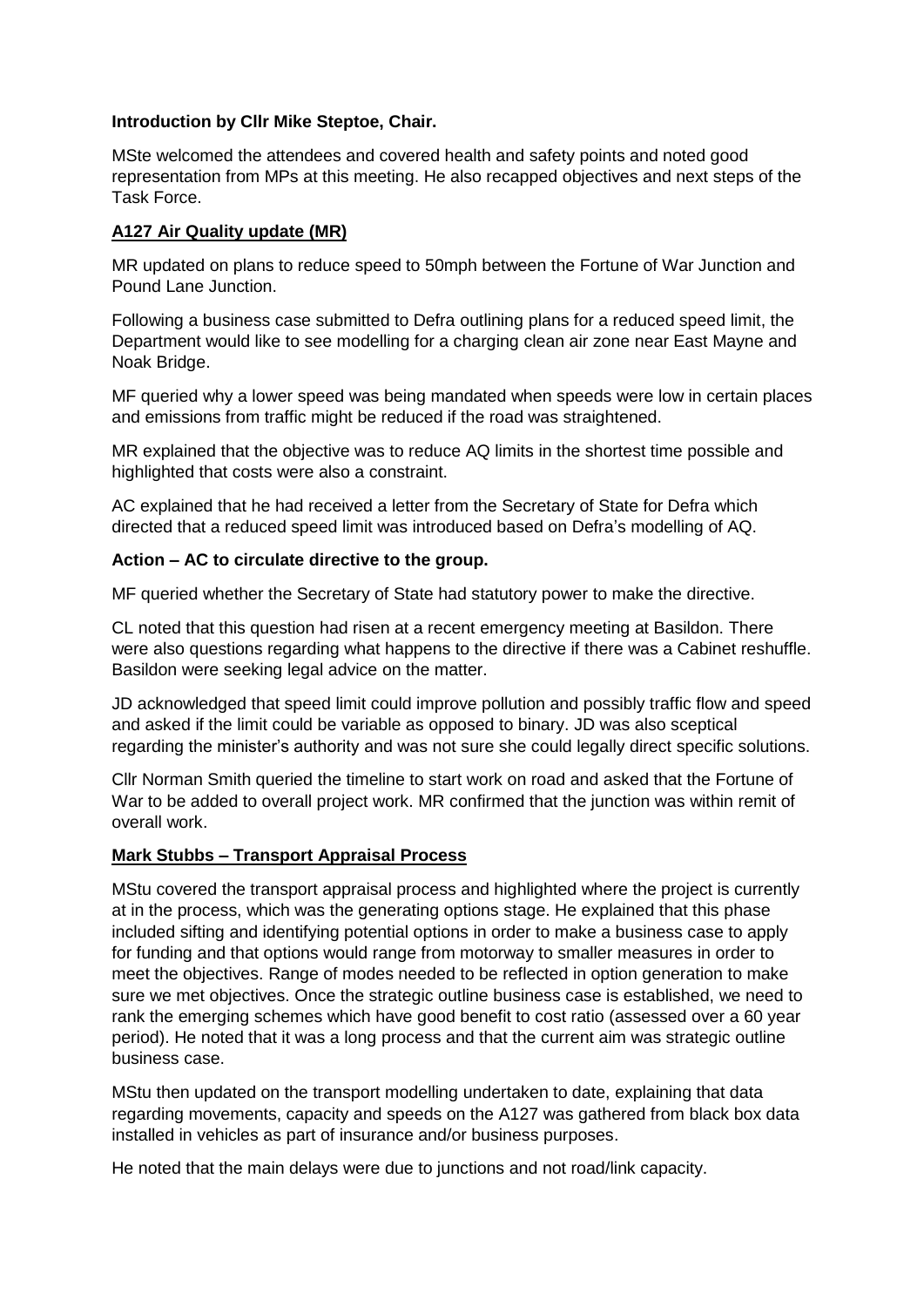**Introduction by Cllr Mike Steptoe, Chair.**

MSte welcomed the attendees and covered health and safety points and noted good representation from MPs at this meeting. He also recapped objectives and next steps of the Task Force.

**A127 Air Quality update (MR)**

MR updated on plans to reduce speed to 50mph between the Fortune of War Junction and Pound Lane Junction.

Following a business case submitted to Defra outlining plans for a reduced speed limit, the Department would like to see modelling for a charging clean air zone near East Mayne and Noak Bridge.

MF queried why a lower speed was being mandated when speeds were low in certain places and emissions from traffic might be reduced if the road was straightened.

MR explained that the objective was to reduce AQ limits in the shortest time possible and highlighted that costs were also a constraint.

AC explained that he had received a letter from the Secretary of State for Defra which directed that a reduced speed limit was introduced based on Defra's modelling of AQ.

**Action – AC to circulate directive to the group.**

MF queried whether the Secretary of State had statutory power to make the directive.

CL noted that this question had risen at a recent emergency meeting at Basildon. There were also questions regarding what happens to the directive if there was a Cabinet reshuffle. Basildon were seeking legal advice on the matter.

JD acknowledged that speed limit could improve pollution and possibly traffic flow and speed and asked if the limit could be variable as opposed to binary. JD was also sceptical regarding the minister's authority and was not sure she could legally direct specific solutions.

Cllr Norman Smith queried the timeline to start work on road and asked that the Fortune of War to be added to overall project work. MR confirmed that the junction was within remit of overall work.

**Mark Stubbs – Transport Appraisal Process**

MStu covered the transport appraisal process and highlighted where the project is currently at in the process, which was the generating options stage. He explained that this phase included sifting and identifying potential options in order to make a business case to apply for funding and that options would range from motorway to smaller measures in order to meet the objectives. Range of modes needed to be reflected in option generation to make sure we met objectives. Once the strategic outline business case is established, we need to rank the emerging schemes which have good benefit to cost ratio (assessed over a 60 year period). He noted that it was a long process and that the current aim was strategic outline business case.

MStu then updated on the transport modelling undertaken to date, explaining that data regarding movements, capacity and speeds on the A127 was gathered from black box data installed in vehicles as part of insurance and/or business purposes.

He noted that the main delays were due to junctions and not road/link capacity.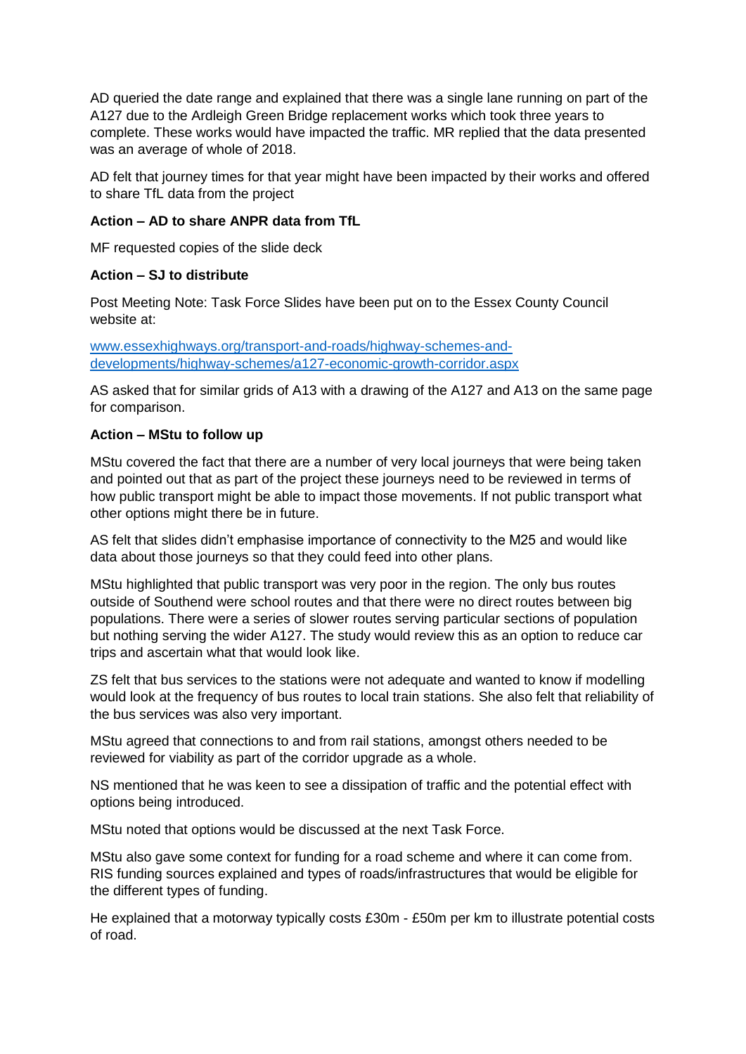AD queried the date range and explained that there was a single lane running on part of the A127 due to the Ardleigh Green Bridge replacement works which took three years to complete. These works would have impacted the traffic. MR replied that the data presented was an average of whole of 2018.

AD felt that journey times for that year might have been impacted by their works and offered to share TfL data from the project

**Action – AD to share ANPR data from TfL**

MF requested copies of the slide deck

**Action – SJ to distribute**

Post Meeting Note: Task Force Slides have been put on to the Essex County Council website at:

[www.essexhighways.org/transport-and-roads/highway-schemes-and-developments/highway-schemes/a127-economic-growth-corridor.aspx](www.essexhighways.org/transport-and-roads/highway-schemes-and-developments/highway-schemes/a127-economic-growth-corridor.aspx)

AS asked that for similar grids of A13 with a drawing of the A127 and A13 on the same page for comparison.

**Action – MStu to follow up**

MStu covered the fact that there are a number of very local journeys that were being taken and pointed out that as part of the project these journeys need to be reviewed in terms of how public transport might be able to impact those movements. If not public transport what other options might there be in future.

AS felt that slides didn't emphasise importance of connectivity to the M25 and would like data about those journeys so that they could feed into other plans.

MStu highlighted that public transport was very poor in the region. The only bus routes outside of Southend were school routes and that there were no direct routes between big populations. There were a series of slower routes serving particular sections of population but nothing serving the wider A127. The study would review this as an option to reduce car trips and ascertain what that would look like.

ZS felt that bus services to the stations were not adequate and wanted to know if modelling would look at the frequency of bus routes to local train stations. She also felt that reliability of the bus services was also very important.

MStu agreed that connections to and from rail stations, amongst others needed to be reviewed for viability as part of the corridor upgrade as a whole.

NS mentioned that he was keen to see a dissipation of traffic and the potential effect with options being introduced.

MStu noted that options would be discussed at the next Task Force.

MStu also gave some context for funding for a road scheme and where it can come from. RIS funding sources explained and types of roads/infrastructures that would be eligible for the different types of funding.

He explained that a motorway typically costs £30m - £50m per km to illustrate potential costs of road.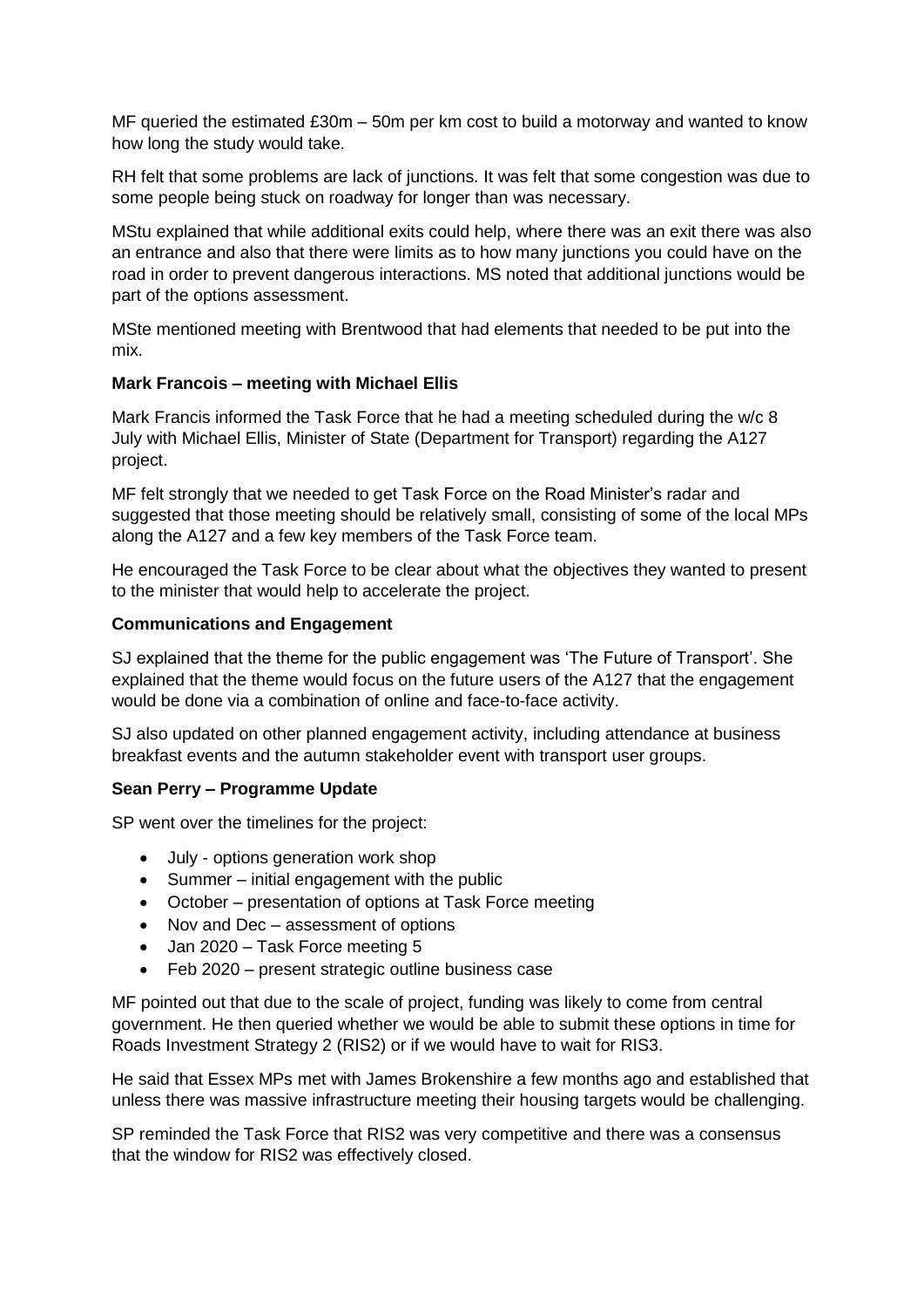MF queried the estimated £30m – 50m per km cost to build a motorway and wanted to know how long the study would take.

RH felt that some problems are lack of junctions. It was felt that some congestion was due to some people being stuck on roadway for longer than was necessary.

MStu explained that while additional exits could help, where there was an exit there was also an entrance and also that there were limits as to how many junctions you could have on the road in order to prevent dangerous interactions. MS noted that additional junctions would be part of the options assessment.

MSte mentioned meeting with Brentwood that had elements that needed to be put into the mix.

**Mark Francois – meeting with Michael Ellis**

Mark Francis informed the Task Force that he had a meeting scheduled during the w/c 8 July with Michael Ellis, Minister of State (Department for Transport) regarding the A127 project.

MF felt strongly that we needed to get Task Force on the Road Minister's radar and suggested that those meeting should be relatively small, consisting of some of the local MPs along the A127 and a few key members of the Task Force team.

He encouraged the Task Force to be clear about what the objectives they wanted to present to the minister that would help to accelerate the project.

**Communications and Engagement**

SJ explained that the theme for the public engagement was 'The Future of Transport'. She explained that the theme would focus on the future users of the A127 that the engagement would be done via a combination of online and face-to-face activity.

SJ also updated on other planned engagement activity, including attendance at business breakfast events and the autumn stakeholder event with transport user groups.

**Sean Perry – Programme Update**

SP went over the timelines for the project:

- July - options generation work shop
- Summer – initial engagement with the public
- October – presentation of options at Task Force meeting
- Nov and Dec – assessment of options
- Jan 2020 – Task Force meeting 5
- Feb 2020 – present strategic outline business case

MF pointed out that due to the scale of project, funding was likely to come from central government. He then queried whether we would be able to submit these options in time for Roads Investment Strategy 2 (RIS2) or if we would have to wait for RIS3.

He said that Essex MPs met with James Brokenshire a few months ago and established that unless there was massive infrastructure meeting their housing targets would be challenging.

SP reminded the Task Force that RIS2 was very competitive and there was a consensus that the window for RIS2 was effectively closed.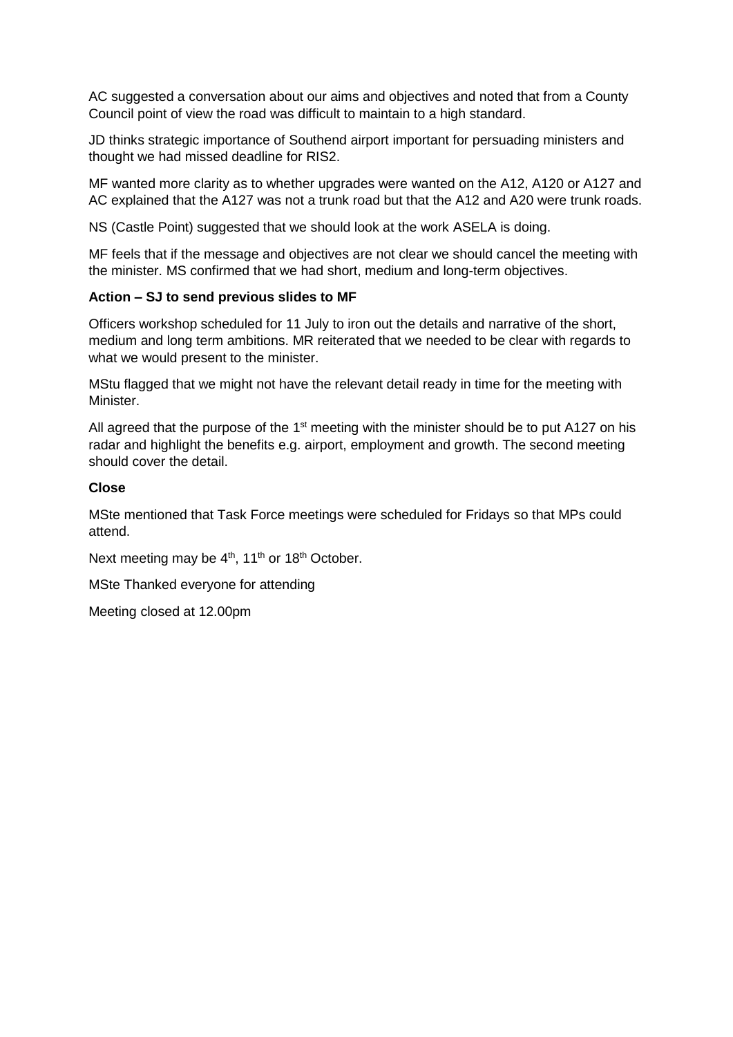AC suggested a conversation about our aims and objectives and noted that from a County Council point of view the road was difficult to maintain to a high standard.

JD thinks strategic importance of Southend airport important for persuading ministers and thought we had missed deadline for RIS2.

MF wanted more clarity as to whether upgrades were wanted on the A12, A120 or A127 and AC explained that the A127 was not a trunk road but that the A12 and A20 were trunk roads.

NS (Castle Point) suggested that we should look at the work ASELA is doing.

MF feels that if the message and objectives are not clear we should cancel the meeting with the minister. MS confirmed that we had short, medium and long-term objectives.

**Action – SJ to send previous slides to MF**

Officers workshop scheduled for 11 July to iron out the details and narrative of the short, medium and long term ambitions. MR reiterated that we needed to be clear with regards to what we would present to the minister.

MStu flagged that we might not have the relevant detail ready in time for the meeting with Minister.

All agreed that the purpose of the 1st meeting with the minister should be to put A127 on his radar and highlight the benefits e.g. airport, employment and growth. The second meeting should cover the detail.

**Close**

MSte mentioned that Task Force meetings were scheduled for Fridays so that MPs could attend.

Next meeting may be 4th, 11th or 18th October.

MSte Thanked everyone for attending

Meeting closed at 12.00pm